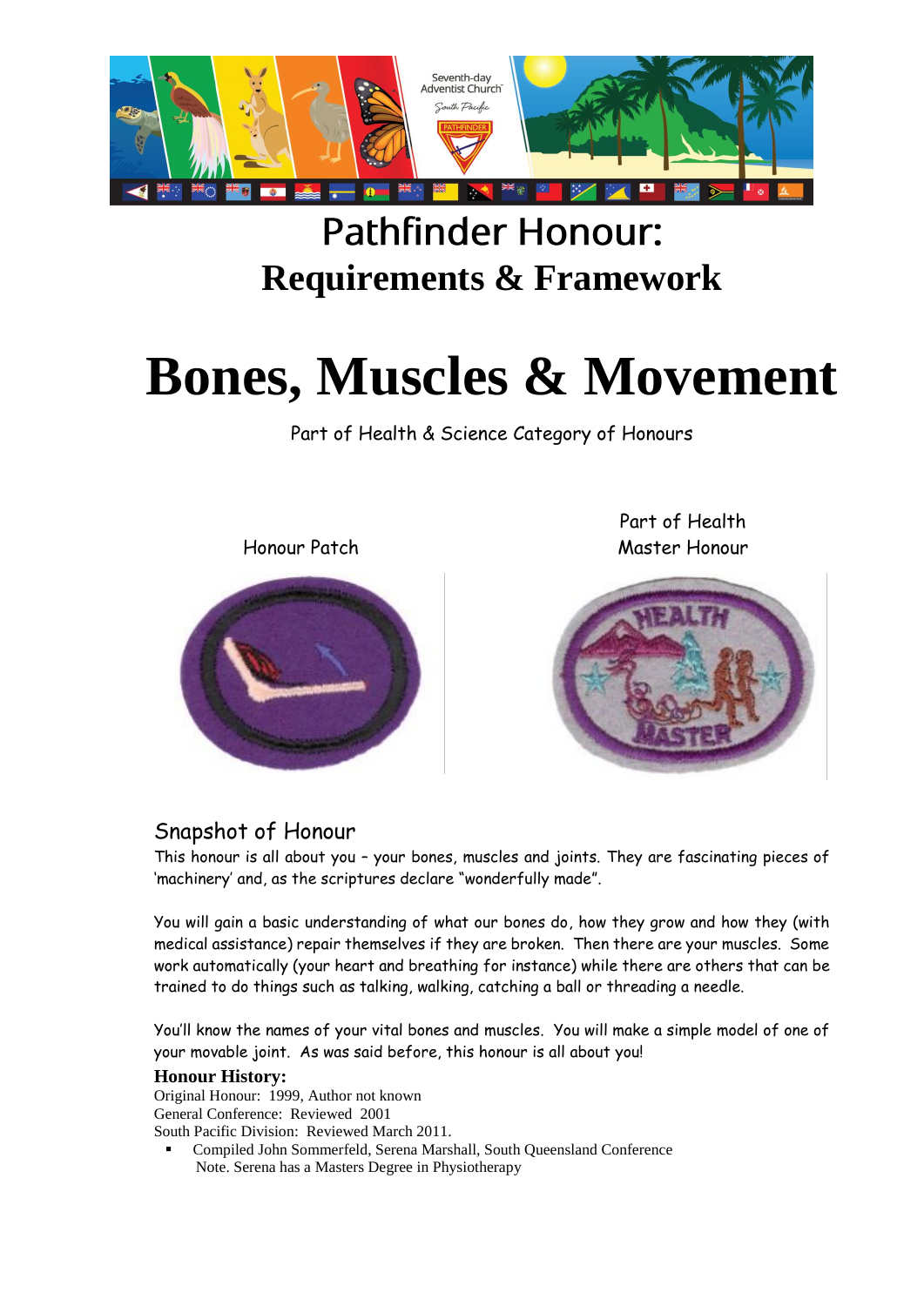# Pathfinder Honour:
**Requirements & Framework**

# Bones, Muscles & Movement

Part of Health & Science Category of Honours

Honour Patch

Part of Health Master Honour

## Snapshot of Honour

This honour is all about you – your bones, muscles and joints. They are fascinating pieces of 'machinery' and, as the scriptures declare "wonderfully made".

You will gain a basic understanding of what our bones do, how they grow and how they (with medical assistance) repair themselves if they are broken. Then there are your muscles. Some work automatically (your heart and breathing for instance) while there are others that can be trained to do things such as talking, walking, catching a ball or threading a needle.

You'll know the names of your vital bones and muscles. You will make a simple model of one of your movable joint. As was said before, this honour is all about you!

**Honour History:**

Original Honour: 1999, Author not known
General Conference: Reviewed 2001
South Pacific Division: Reviewed March 2011.

- Compiled John Sommerfeld, Serena Marshall, South Queensland Conference
  Note. Serena has a Masters Degree in Physiotherapy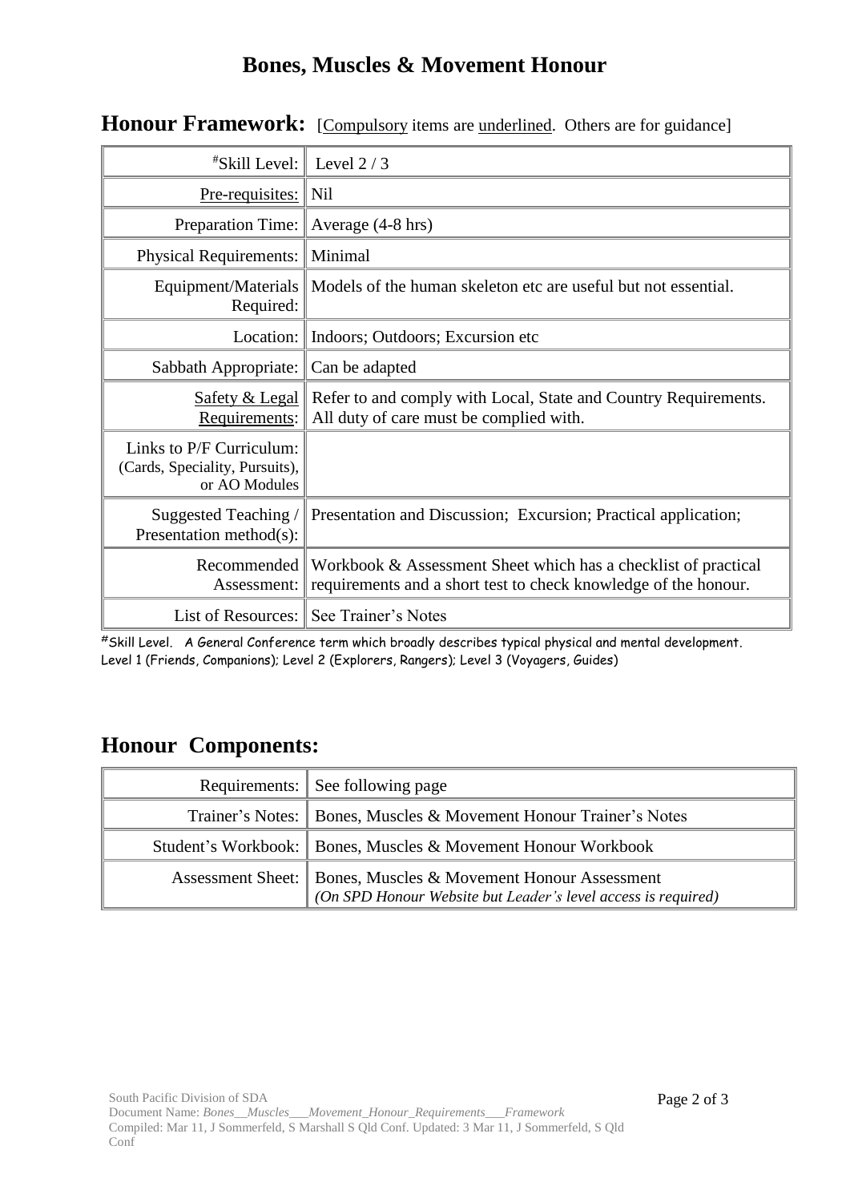# Bones, Muscles & Movement Honour

## Honour Framework: [Compulsory items are underlined. Others are for guidance]

| | |
|---|---|
| #Skill Level: | Level 2 / 3 |
| Pre-requisites: | Nil |
| Preparation Time: | Average (4-8 hrs) |
| Physical Requirements: | Minimal |
| Equipment/Materials Required: | Models of the human skeleton etc are useful but not essential. |
| Location: | Indoors; Outdoors; Excursion etc |
| Sabbath Appropriate: | Can be adapted |
| Safety & Legal Requirements: | Refer to and comply with Local, State and Country Requirements. All duty of care must be complied with. |
| Links to P/F Curriculum: (Cards, Speciality, Pursuits), or AO Modules | |
| Suggested Teaching / Presentation method(s): | Presentation and Discussion; Excursion; Practical application; |
| Recommended Assessment: | Workbook & Assessment Sheet which has a checklist of practical requirements and a short test to check knowledge of the honour. |
| List of Resources: | See Trainer's Notes |

#Skill Level. A General Conference term which broadly describes typical physical and mental development. Level 1 (Friends, Companions); Level 2 (Explorers, Rangers); Level 3 (Voyagers, Guides)

## Honour Components:

| | |
|---|---|
| Requirements: | See following page |
| Trainer's Notes: | Bones, Muscles & Movement Honour Trainer's Notes |
| Student's Workbook: | Bones, Muscles & Movement Honour Workbook |
| Assessment Sheet: | Bones, Muscles & Movement Honour Assessment *(On SPD Honour Website but Leader's level access is required)* |

South Pacific Division of SDA
Document Name: *Bones__Muscles___Movement_Honour_Requirements___Framework*
Compiled: Mar 11, J Sommerfeld, S Marshall S Qld Conf. Updated: 3 Mar 11, J Sommerfeld, S Qld Conf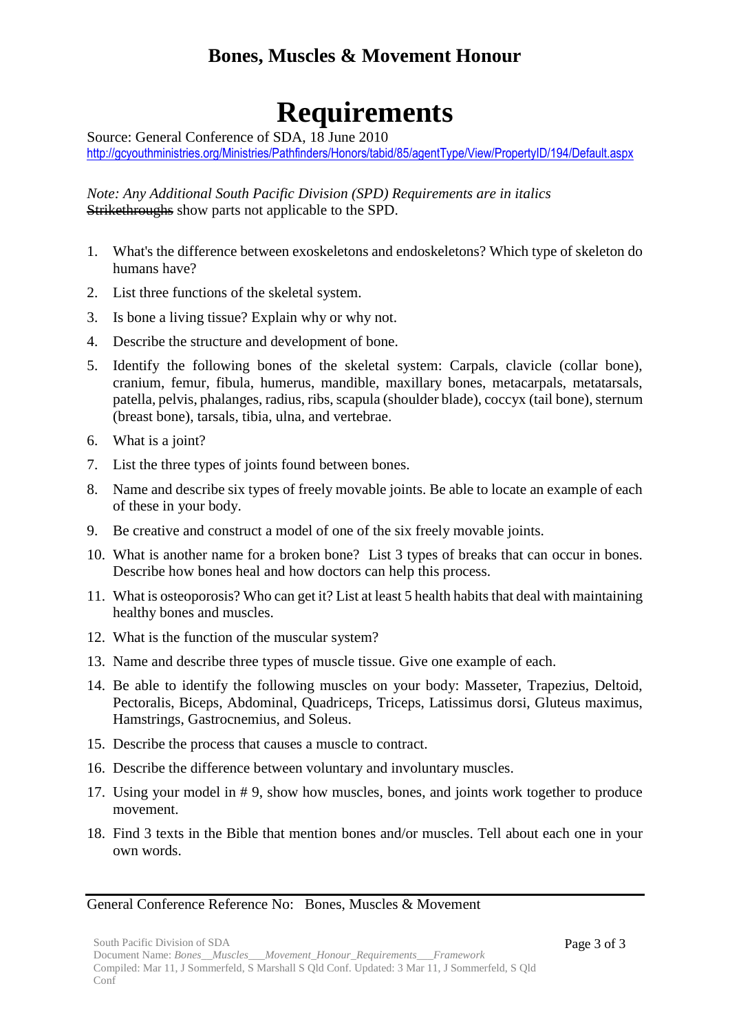## Bones, Muscles & Movement Honour

# Requirements

Source: General Conference of SDA, 18 June 2010
http://gcyouthministries.org/Ministries/Pathfinders/Honors/tabid/85/agentType/View/PropertyID/194/Default.aspx

*Note: Any Additional South Pacific Division (SPD) Requirements are in italics*
~~Strikethroughs~~ show parts not applicable to the SPD.

1. What's the difference between exoskeletons and endoskeletons? Which type of skeleton do humans have?
2. List three functions of the skeletal system.
3. Is bone a living tissue? Explain why or why not.
4. Describe the structure and development of bone.
5. Identify the following bones of the skeletal system: Carpals, clavicle (collar bone), cranium, femur, fibula, humerus, mandible, maxillary bones, metacarpals, metatarsals, patella, pelvis, phalanges, radius, ribs, scapula (shoulder blade), coccyx (tail bone), sternum (breast bone), tarsals, tibia, ulna, and vertebrae.
6. What is a joint?
7. List the three types of joints found between bones.
8. Name and describe six types of freely movable joints. Be able to locate an example of each of these in your body.
9. Be creative and construct a model of one of the six freely movable joints.
10. What is another name for a broken bone? List 3 types of breaks that can occur in bones. Describe how bones heal and how doctors can help this process.
11. What is osteoporosis? Who can get it? List at least 5 health habits that deal with maintaining healthy bones and muscles.
12. What is the function of the muscular system?
13. Name and describe three types of muscle tissue. Give one example of each.
14. Be able to identify the following muscles on your body: Masseter, Trapezius, Deltoid, Pectoralis, Biceps, Abdominal, Quadriceps, Triceps, Latissimus dorsi, Gluteus maximus, Hamstrings, Gastrocnemius, and Soleus.
15. Describe the process that causes a muscle to contract.
16. Describe the difference between voluntary and involuntary muscles.
17. Using your model in # 9, show how muscles, bones, and joints work together to produce movement.
18. Find 3 texts in the Bible that mention bones and/or muscles. Tell about each one in your own words.

General Conference Reference No: Bones, Muscles & Movement